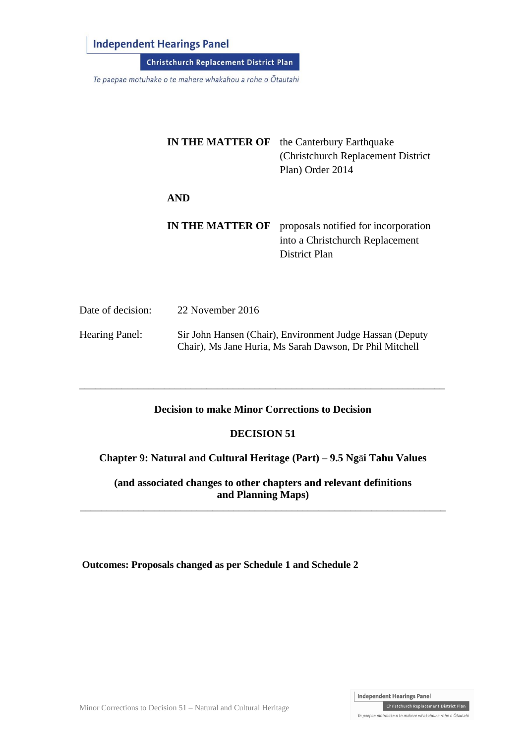**Independent Hearings Panel**

**Christchurch Replacement District Plan**

*Te paepae motuhake o te mahere whakahou a rohe o Ōtautahi*

| | |
|---|---|
| **IN THE MATTER OF** | the Canterbury Earthquake (Christchurch Replacement District Plan) Order 2014 |
| **AND** | |
| **IN THE MATTER OF** | proposals notified for incorporation into a Christchurch Replacement District Plan |

| | |
|---|---|
| Date of decision: | 22 November 2016 |
| Hearing Panel: | Sir John Hansen (Chair), Environment Judge Hassan (Deputy Chair), Ms Jane Huria, Ms Sarah Dawson, Dr Phil Mitchell |

---

**Decision to make Minor Corrections to Decision**

**DECISION 51**

**Chapter 9: Natural and Cultural Heritage (Part) – 9.5 Ngāi Tahu Values**

**(and associated changes to other chapters and relevant definitions and Planning Maps)**

---

**Outcomes: Proposals changed as per Schedule 1 and Schedule 2**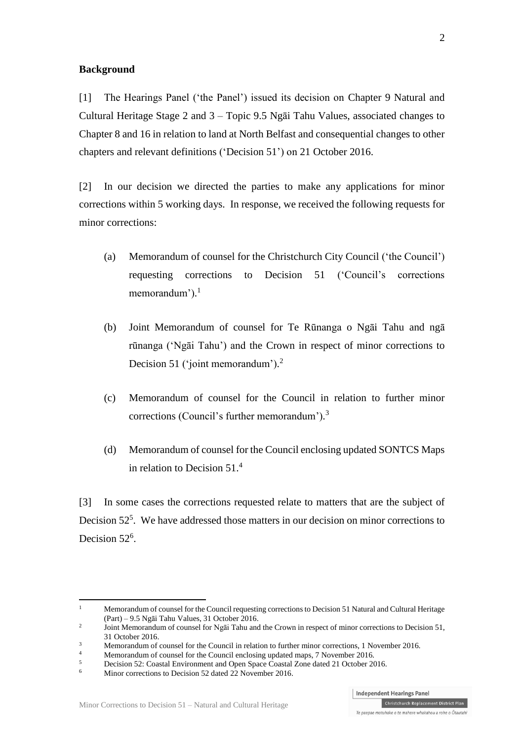## Background

[1] The Hearings Panel ('the Panel') issued its decision on Chapter 9 Natural and Cultural Heritage Stage 2 and 3 – Topic 9.5 Ngāi Tahu Values, associated changes to Chapter 8 and 16 in relation to land at North Belfast and consequential changes to other chapters and relevant definitions ('Decision 51') on 21 October 2016.

[2] In our decision we directed the parties to make any applications for minor corrections within 5 working days. In response, we received the following requests for minor corrections:

(a) Memorandum of counsel for the Christchurch City Council ('the Council') requesting corrections to Decision 51 ('Council's corrections memorandum').[1]

(b) Joint Memorandum of counsel for Te Rūnanga o Ngāi Tahu and ngā rūnanga ('Ngāi Tahu') and the Crown in respect of minor corrections to Decision 51 ('joint memorandum').[2]

(c) Memorandum of counsel for the Council in relation to further minor corrections (Council's further memorandum').[3]

(d) Memorandum of counsel for the Council enclosing updated SONTCS Maps in relation to Decision 51.[4]

[3] In some cases the corrections requested relate to matters that are the subject of Decision 52[5]. We have addressed those matters in our decision on minor corrections to Decision 52[6].

---

[1] Memorandum of counsel for the Council requesting corrections to Decision 51 Natural and Cultural Heritage (Part) – 9.5 Ngāi Tahu Values, 31 October 2016.

[2] Joint Memorandum of counsel for Ngāi Tahu and the Crown in respect of minor corrections to Decision 51, 31 October 2016.

[3] Memorandum of counsel for the Council in relation to further minor corrections, 1 November 2016.

[4] Memorandum of counsel for the Council enclosing updated maps, 7 November 2016.

[5] Decision 52: Coastal Environment and Open Space Coastal Zone dated 21 October 2016.

[6] Minor corrections to Decision 52 dated 22 November 2016.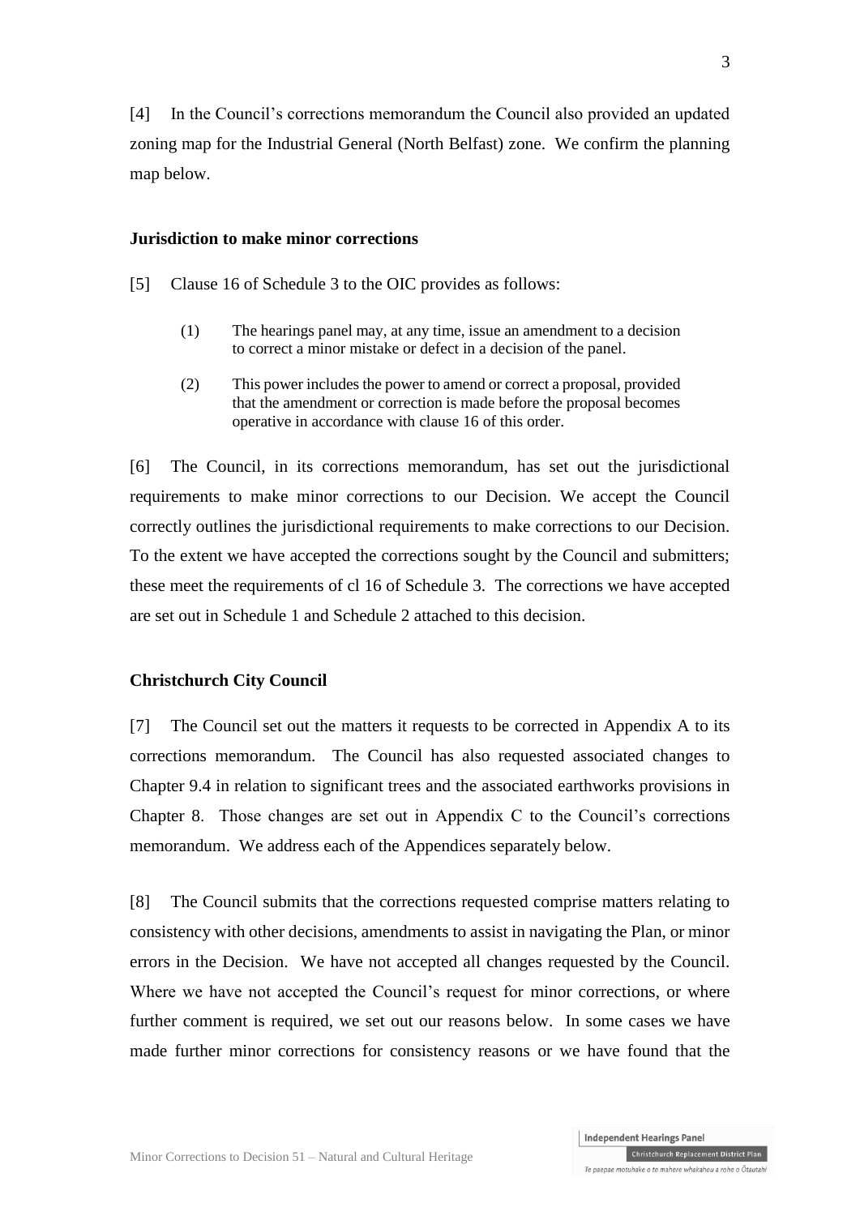[4] In the Council's corrections memorandum the Council also provided an updated zoning map for the Industrial General (North Belfast) zone. We confirm the planning map below.

**Jurisdiction to make minor corrections**

[5] Clause 16 of Schedule 3 to the OIC provides as follows:

> (1) The hearings panel may, at any time, issue an amendment to a decision to correct a minor mistake or defect in a decision of the panel.
>
> (2) This power includes the power to amend or correct a proposal, provided that the amendment or correction is made before the proposal becomes operative in accordance with clause 16 of this order.

[6] The Council, in its corrections memorandum, has set out the jurisdictional requirements to make minor corrections to our Decision. We accept the Council correctly outlines the jurisdictional requirements to make corrections to our Decision. To the extent we have accepted the corrections sought by the Council and submitters; these meet the requirements of cl 16 of Schedule 3. The corrections we have accepted are set out in Schedule 1 and Schedule 2 attached to this decision.

**Christchurch City Council**

[7] The Council set out the matters it requests to be corrected in Appendix A to its corrections memorandum. The Council has also requested associated changes to Chapter 9.4 in relation to significant trees and the associated earthworks provisions in Chapter 8. Those changes are set out in Appendix C to the Council's corrections memorandum. We address each of the Appendices separately below.

[8] The Council submits that the corrections requested comprise matters relating to consistency with other decisions, amendments to assist in navigating the Plan, or minor errors in the Decision. We have not accepted all changes requested by the Council. Where we have not accepted the Council's request for minor corrections, or where further comment is required, we set out our reasons below. In some cases we have made further minor corrections for consistency reasons or we have found that the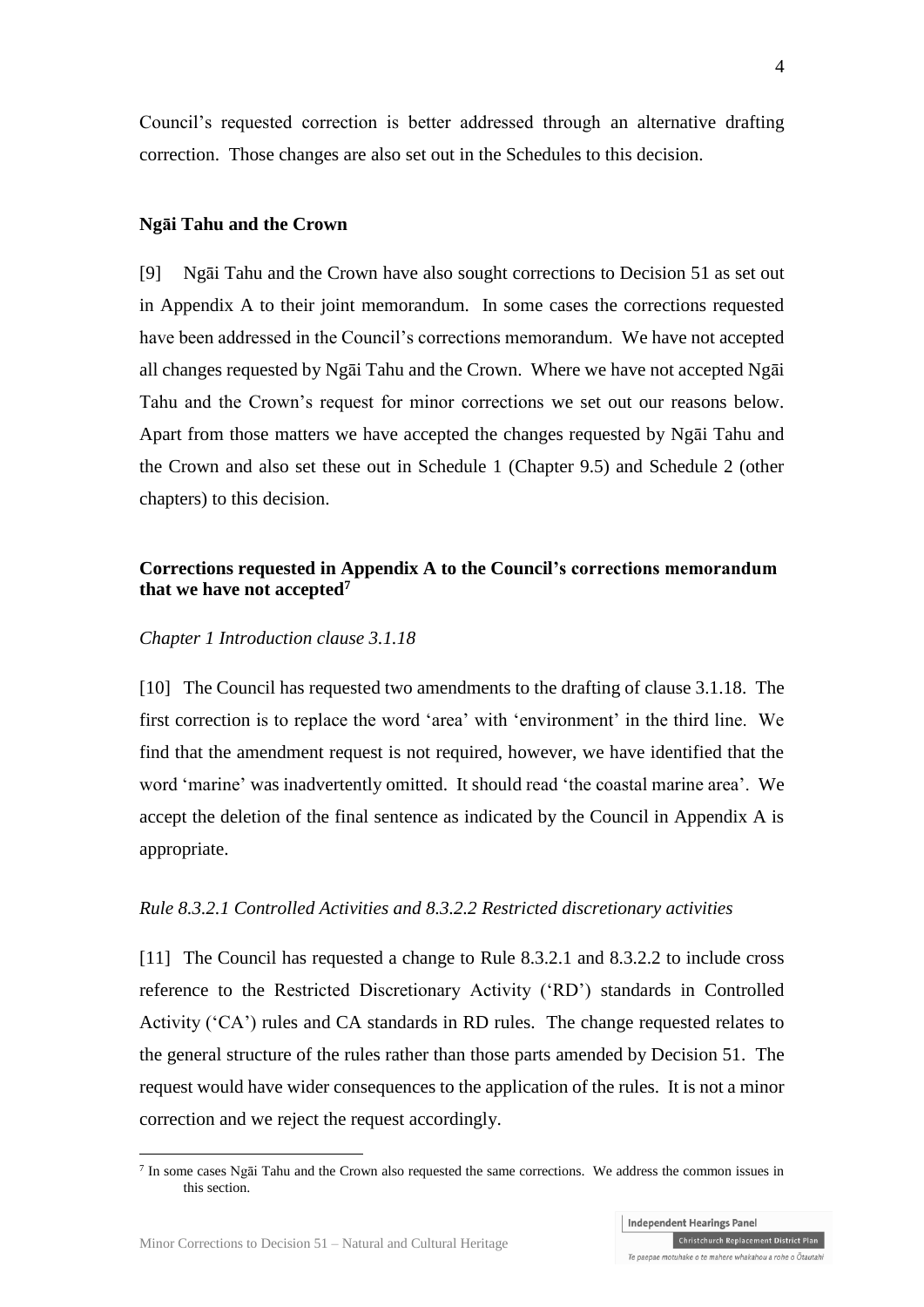Council's requested correction is better addressed through an alternative drafting correction. Those changes are also set out in the Schedules to this decision.

**Ngāi Tahu and the Crown**

[9] Ngāi Tahu and the Crown have also sought corrections to Decision 51 as set out in Appendix A to their joint memorandum. In some cases the corrections requested have been addressed in the Council's corrections memorandum. We have not accepted all changes requested by Ngāi Tahu and the Crown. Where we have not accepted Ngāi Tahu and the Crown's request for minor corrections we set out our reasons below. Apart from those matters we have accepted the changes requested by Ngāi Tahu and the Crown and also set these out in Schedule 1 (Chapter 9.5) and Schedule 2 (other chapters) to this decision.

**Corrections requested in Appendix A to the Council's corrections memorandum that we have not accepted[7]**

*Chapter 1 Introduction clause 3.1.18*

[10] The Council has requested two amendments to the drafting of clause 3.1.18. The first correction is to replace the word 'area' with 'environment' in the third line. We find that the amendment request is not required, however, we have identified that the word 'marine' was inadvertently omitted. It should read 'the coastal marine area'. We accept the deletion of the final sentence as indicated by the Council in Appendix A is appropriate.

*Rule 8.3.2.1 Controlled Activities and 8.3.2.2 Restricted discretionary activities*

[11] The Council has requested a change to Rule 8.3.2.1 and 8.3.2.2 to include cross reference to the Restricted Discretionary Activity ('RD') standards in Controlled Activity ('CA') rules and CA standards in RD rules. The change requested relates to the general structure of the rules rather than those parts amended by Decision 51. The request would have wider consequences to the application of the rules. It is not a minor correction and we reject the request accordingly.

[7] In some cases Ngāi Tahu and the Crown also requested the same corrections. We address the common issues in this section.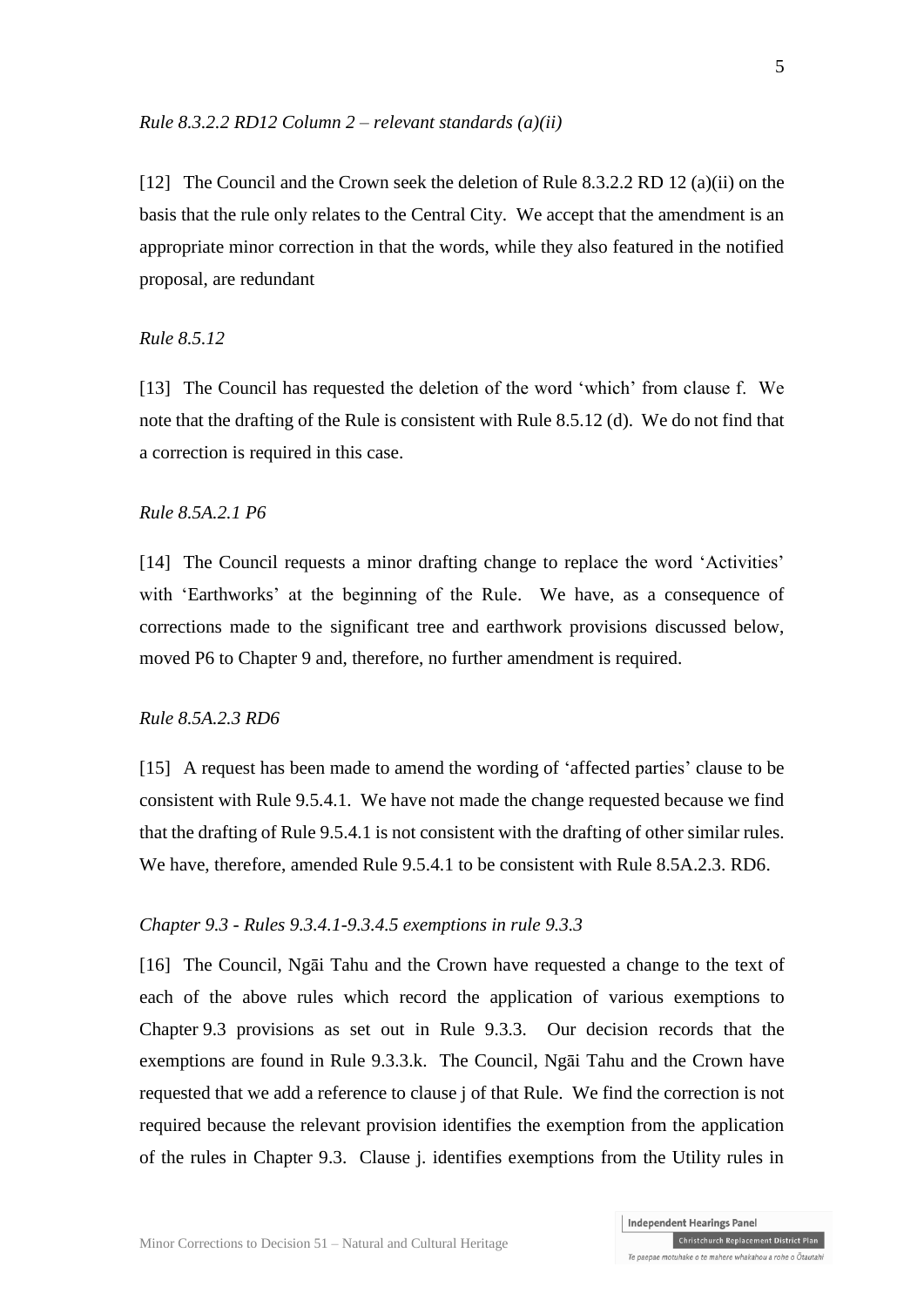*Rule 8.3.2.2 RD12 Column 2 – relevant standards (a)(ii)*

[12] The Council and the Crown seek the deletion of Rule 8.3.2.2 RD 12 (a)(ii) on the basis that the rule only relates to the Central City. We accept that the amendment is an appropriate minor correction in that the words, while they also featured in the notified proposal, are redundant

*Rule 8.5.12*

[13] The Council has requested the deletion of the word 'which' from clause f. We note that the drafting of the Rule is consistent with Rule 8.5.12 (d). We do not find that a correction is required in this case.

*Rule 8.5A.2.1 P6*

[14] The Council requests a minor drafting change to replace the word 'Activities' with 'Earthworks' at the beginning of the Rule. We have, as a consequence of corrections made to the significant tree and earthwork provisions discussed below, moved P6 to Chapter 9 and, therefore, no further amendment is required.

*Rule 8.5A.2.3 RD6*

[15] A request has been made to amend the wording of 'affected parties' clause to be consistent with Rule 9.5.4.1. We have not made the change requested because we find that the drafting of Rule 9.5.4.1 is not consistent with the drafting of other similar rules. We have, therefore, amended Rule 9.5.4.1 to be consistent with Rule 8.5A.2.3. RD6.

*Chapter 9.3 - Rules 9.3.4.1-9.3.4.5 exemptions in rule 9.3.3*

[16] The Council, Ngāi Tahu and the Crown have requested a change to the text of each of the above rules which record the application of various exemptions to Chapter 9.3 provisions as set out in Rule 9.3.3. Our decision records that the exemptions are found in Rule 9.3.3.k. The Council, Ngāi Tahu and the Crown have requested that we add a reference to clause j of that Rule. We find the correction is not required because the relevant provision identifies the exemption from the application of the rules in Chapter 9.3. Clause j. identifies exemptions from the Utility rules in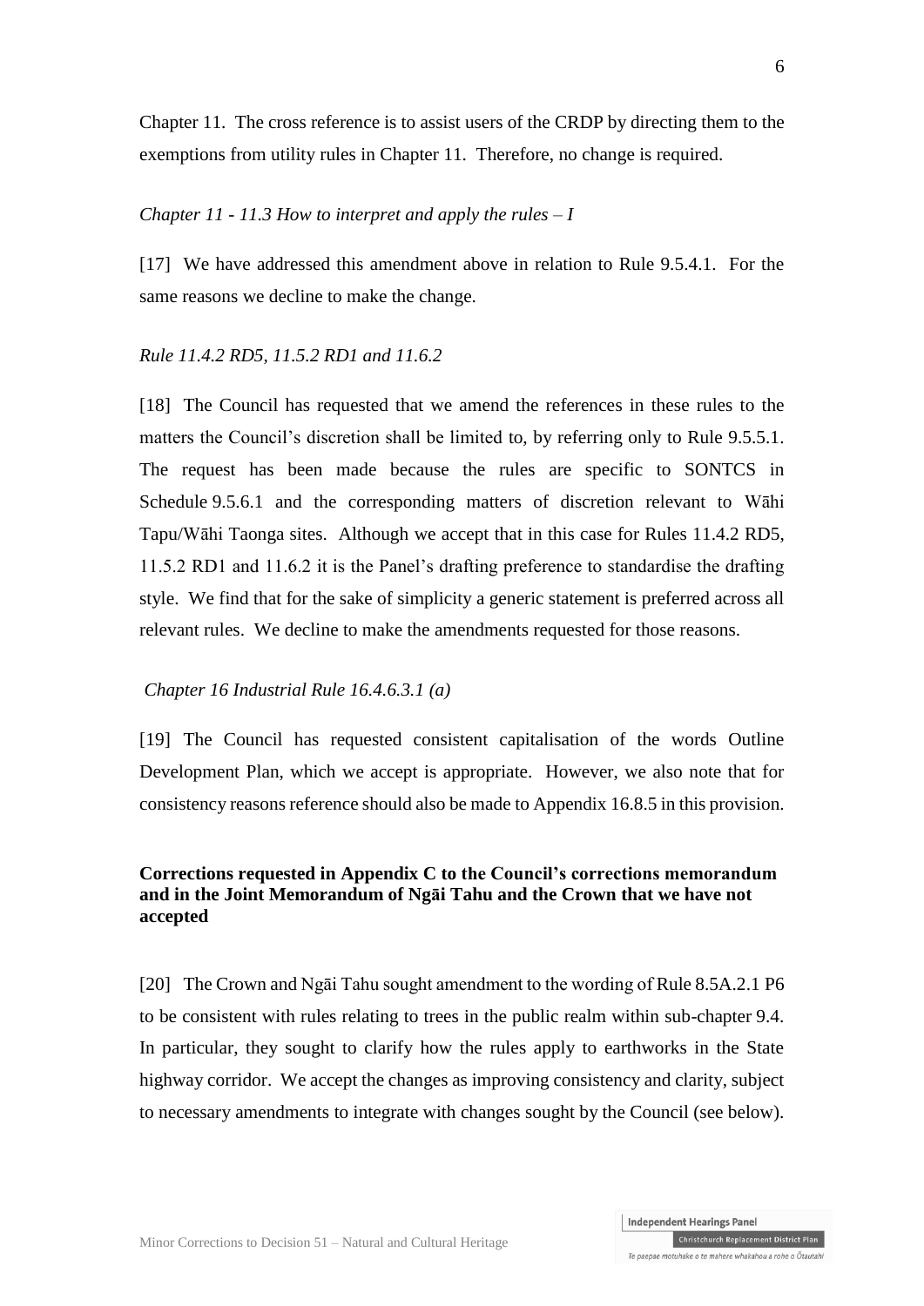Chapter 11. The cross reference is to assist users of the CRDP by directing them to the exemptions from utility rules in Chapter 11. Therefore, no change is required.

*Chapter 11 - 11.3 How to interpret and apply the rules – I*

[17] We have addressed this amendment above in relation to Rule 9.5.4.1. For the same reasons we decline to make the change.

*Rule 11.4.2 RD5, 11.5.2 RD1 and 11.6.2*

[18] The Council has requested that we amend the references in these rules to the matters the Council's discretion shall be limited to, by referring only to Rule 9.5.5.1. The request has been made because the rules are specific to SONTCS in Schedule 9.5.6.1 and the corresponding matters of discretion relevant to Wāhi Tapu/Wāhi Taonga sites. Although we accept that in this case for Rules 11.4.2 RD5, 11.5.2 RD1 and 11.6.2 it is the Panel's drafting preference to standardise the drafting style. We find that for the sake of simplicity a generic statement is preferred across all relevant rules. We decline to make the amendments requested for those reasons.

*Chapter 16 Industrial Rule 16.4.6.3.1 (a)*

[19] The Council has requested consistent capitalisation of the words Outline Development Plan, which we accept is appropriate. However, we also note that for consistency reasons reference should also be made to Appendix 16.8.5 in this provision.

**Corrections requested in Appendix C to the Council's corrections memorandum and in the Joint Memorandum of Ngāi Tahu and the Crown that we have not accepted**

[20] The Crown and Ngāi Tahu sought amendment to the wording of Rule 8.5A.2.1 P6 to be consistent with rules relating to trees in the public realm within sub-chapter 9.4. In particular, they sought to clarify how the rules apply to earthworks in the State highway corridor. We accept the changes as improving consistency and clarity, subject to necessary amendments to integrate with changes sought by the Council (see below).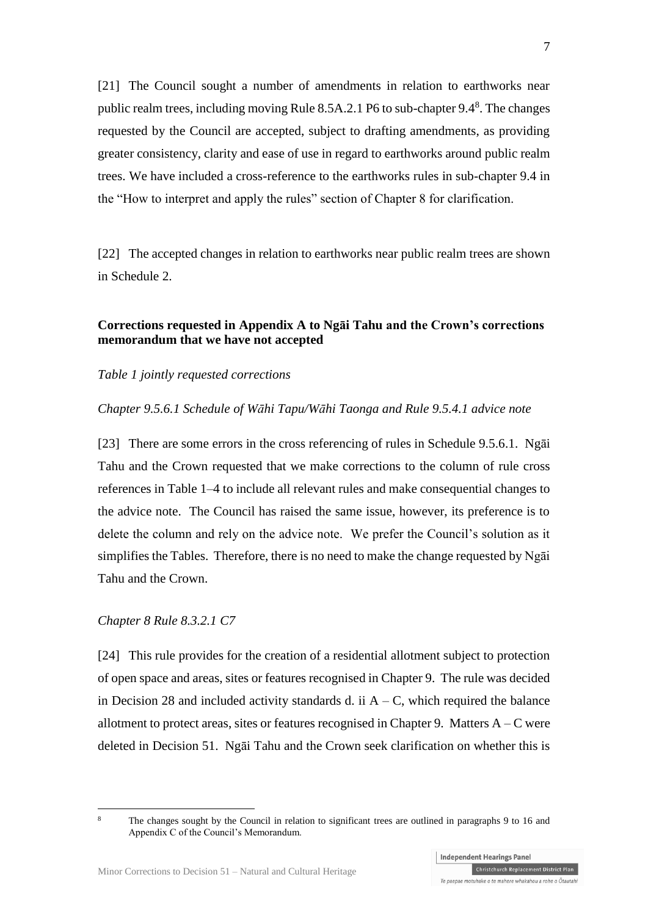[21] The Council sought a number of amendments in relation to earthworks near public realm trees, including moving Rule 8.5A.2.1 P6 to sub-chapter 9.4[8]. The changes requested by the Council are accepted, subject to drafting amendments, as providing greater consistency, clarity and ease of use in regard to earthworks around public realm trees. We have included a cross-reference to the earthworks rules in sub-chapter 9.4 in the "How to interpret and apply the rules" section of Chapter 8 for clarification.

[22] The accepted changes in relation to earthworks near public realm trees are shown in Schedule 2.

**Corrections requested in Appendix A to Ngāi Tahu and the Crown's corrections memorandum that we have not accepted**

*Table 1 jointly requested corrections*

*Chapter 9.5.6.1 Schedule of Wāhi Tapu/Wāhi Taonga and Rule 9.5.4.1 advice note*

[23] There are some errors in the cross referencing of rules in Schedule 9.5.6.1. Ngāi Tahu and the Crown requested that we make corrections to the column of rule cross references in Table 1–4 to include all relevant rules and make consequential changes to the advice note. The Council has raised the same issue, however, its preference is to delete the column and rely on the advice note. We prefer the Council's solution as it simplifies the Tables. Therefore, there is no need to make the change requested by Ngāi Tahu and the Crown.

*Chapter 8 Rule 8.3.2.1 C7*

[24] This rule provides for the creation of a residential allotment subject to protection of open space and areas, sites or features recognised in Chapter 9. The rule was decided in Decision 28 and included activity standards d. ii A – C, which required the balance allotment to protect areas, sites or features recognised in Chapter 9. Matters A – C were deleted in Decision 51. Ngāi Tahu and the Crown seek clarification on whether this is

[8] The changes sought by the Council in relation to significant trees are outlined in paragraphs 9 to 16 and Appendix C of the Council's Memorandum.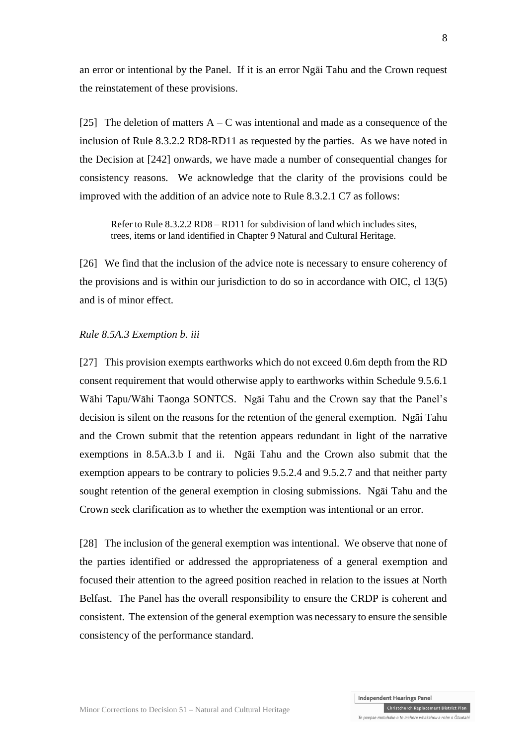an error or intentional by the Panel. If it is an error Ngāi Tahu and the Crown request the reinstatement of these provisions.

[25] The deletion of matters A – C was intentional and made as a consequence of the inclusion of Rule 8.3.2.2 RD8-RD11 as requested by the parties. As we have noted in the Decision at [242] onwards, we have made a number of consequential changes for consistency reasons. We acknowledge that the clarity of the provisions could be improved with the addition of an advice note to Rule 8.3.2.1 C7 as follows:

> Refer to Rule 8.3.2.2 RD8 – RD11 for subdivision of land which includes sites, trees, items or land identified in Chapter 9 Natural and Cultural Heritage.

[26] We find that the inclusion of the advice note is necessary to ensure coherency of the provisions and is within our jurisdiction to do so in accordance with OIC, cl 13(5) and is of minor effect.

*Rule 8.5A.3 Exemption b. iii*

[27] This provision exempts earthworks which do not exceed 0.6m depth from the RD consent requirement that would otherwise apply to earthworks within Schedule 9.5.6.1 Wāhi Tapu/Wāhi Taonga SONTCS. Ngāi Tahu and the Crown say that the Panel's decision is silent on the reasons for the retention of the general exemption. Ngāi Tahu and the Crown submit that the retention appears redundant in light of the narrative exemptions in 8.5A.3.b I and ii. Ngāi Tahu and the Crown also submit that the exemption appears to be contrary to policies 9.5.2.4 and 9.5.2.7 and that neither party sought retention of the general exemption in closing submissions. Ngāi Tahu and the Crown seek clarification as to whether the exemption was intentional or an error.

[28] The inclusion of the general exemption was intentional. We observe that none of the parties identified or addressed the appropriateness of a general exemption and focused their attention to the agreed position reached in relation to the issues at North Belfast. The Panel has the overall responsibility to ensure the CRDP is coherent and consistent. The extension of the general exemption was necessary to ensure the sensible consistency of the performance standard.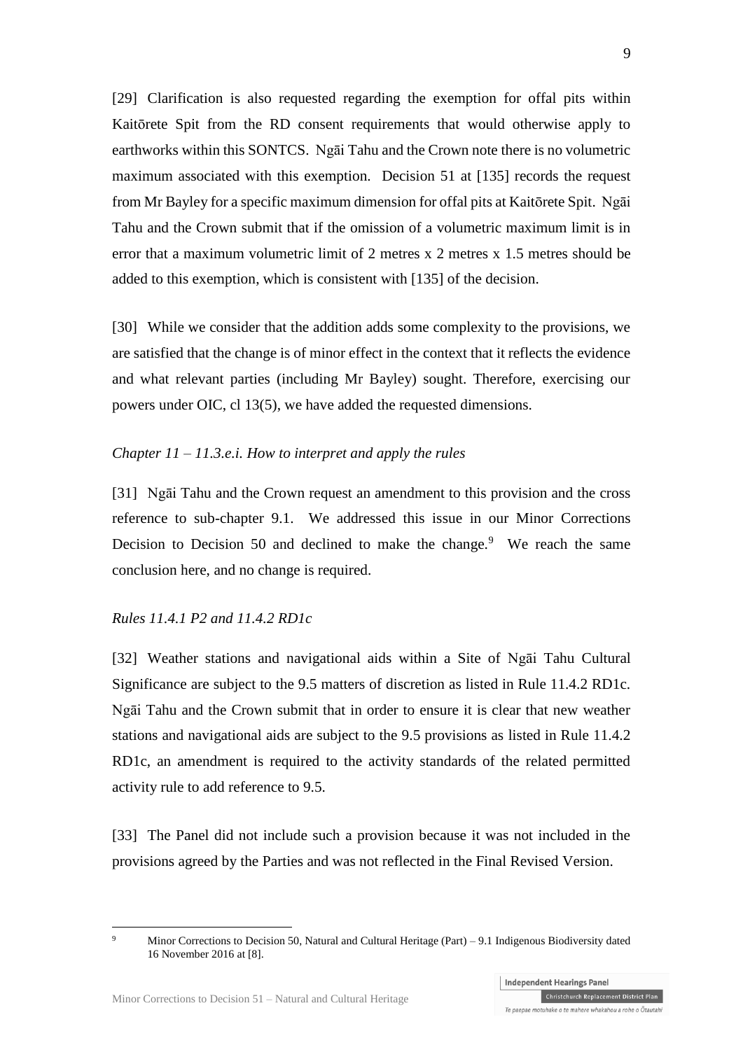[29] Clarification is also requested regarding the exemption for offal pits within Kaitōrete Spit from the RD consent requirements that would otherwise apply to earthworks within this SONTCS. Ngāi Tahu and the Crown note there is no volumetric maximum associated with this exemption. Decision 51 at [135] records the request from Mr Bayley for a specific maximum dimension for offal pits at Kaitōrete Spit. Ngāi Tahu and the Crown submit that if the omission of a volumetric maximum limit is in error that a maximum volumetric limit of 2 metres x 2 metres x 1.5 metres should be added to this exemption, which is consistent with [135] of the decision.

[30] While we consider that the addition adds some complexity to the provisions, we are satisfied that the change is of minor effect in the context that it reflects the evidence and what relevant parties (including Mr Bayley) sought. Therefore, exercising our powers under OIC, cl 13(5), we have added the requested dimensions.

*Chapter 11 – 11.3.e.i. How to interpret and apply the rules*

[31] Ngāi Tahu and the Crown request an amendment to this provision and the cross reference to sub-chapter 9.1. We addressed this issue in our Minor Corrections Decision to Decision 50 and declined to make the change.[9] We reach the same conclusion here, and no change is required.

*Rules 11.4.1 P2 and 11.4.2 RD1c*

[32] Weather stations and navigational aids within a Site of Ngāi Tahu Cultural Significance are subject to the 9.5 matters of discretion as listed in Rule 11.4.2 RD1c. Ngāi Tahu and the Crown submit that in order to ensure it is clear that new weather stations and navigational aids are subject to the 9.5 provisions as listed in Rule 11.4.2 RD1c, an amendment is required to the activity standards of the related permitted activity rule to add reference to 9.5.

[33] The Panel did not include such a provision because it was not included in the provisions agreed by the Parties and was not reflected in the Final Revised Version.

[9] Minor Corrections to Decision 50, Natural and Cultural Heritage (Part) – 9.1 Indigenous Biodiversity dated 16 November 2016 at [8].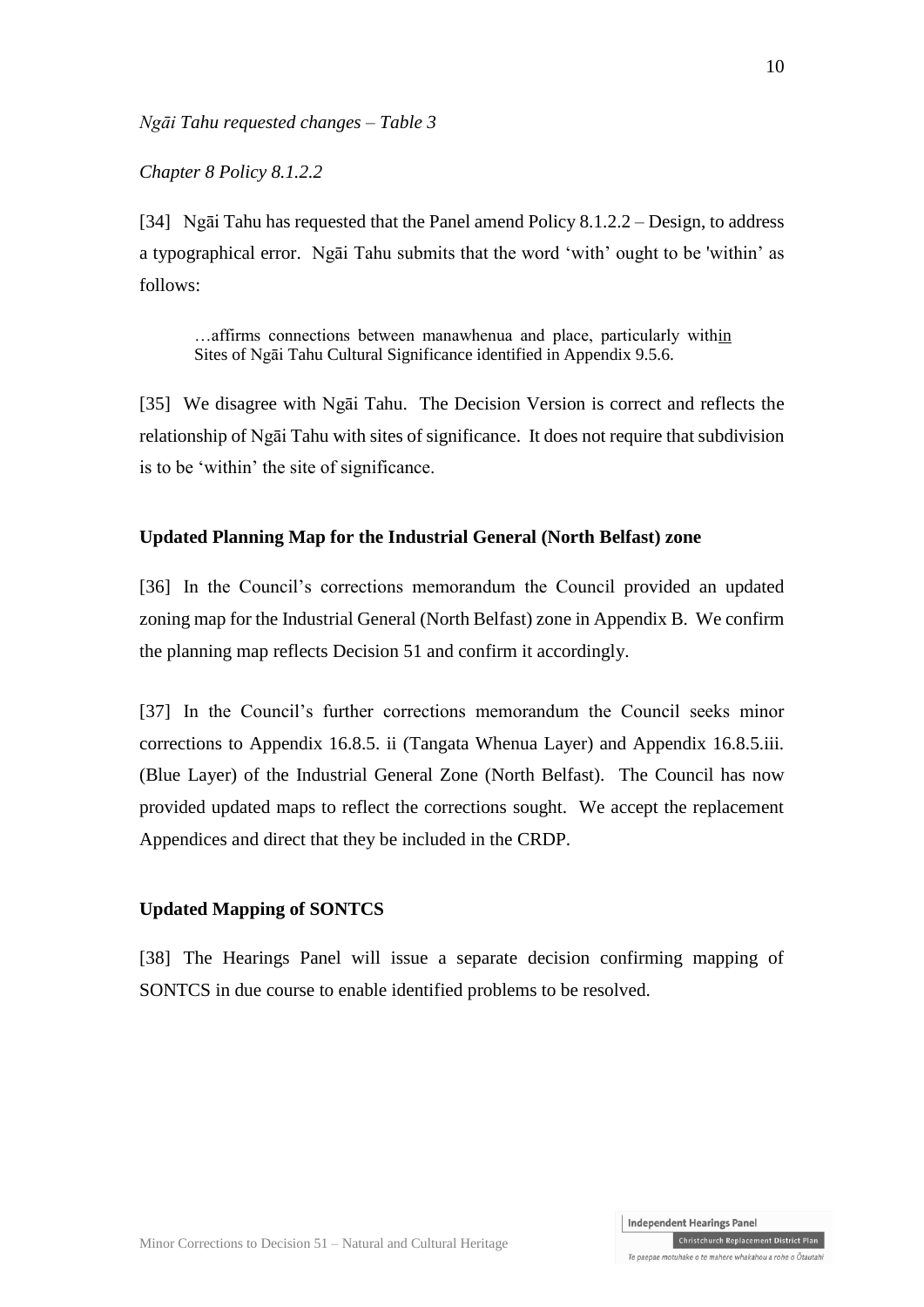*Ngāi Tahu requested changes – Table 3*

*Chapter 8 Policy 8.1.2.2*

[34] Ngāi Tahu has requested that the Panel amend Policy 8.1.2.2 – Design, to address a typographical error. Ngāi Tahu submits that the word 'with' ought to be 'within' as follows:

> …affirms connections between manawhenua and place, particularly with<u>in</u> Sites of Ngāi Tahu Cultural Significance identified in Appendix 9.5.6.

[35] We disagree with Ngāi Tahu. The Decision Version is correct and reflects the relationship of Ngāi Tahu with sites of significance. It does not require that subdivision is to be 'within' the site of significance.

**Updated Planning Map for the Industrial General (North Belfast) zone**

[36] In the Council's corrections memorandum the Council provided an updated zoning map for the Industrial General (North Belfast) zone in Appendix B. We confirm the planning map reflects Decision 51 and confirm it accordingly.

[37] In the Council's further corrections memorandum the Council seeks minor corrections to Appendix 16.8.5. ii (Tangata Whenua Layer) and Appendix 16.8.5.iii. (Blue Layer) of the Industrial General Zone (North Belfast). The Council has now provided updated maps to reflect the corrections sought. We accept the replacement Appendices and direct that they be included in the CRDP.

**Updated Mapping of SONTCS**

[38] The Hearings Panel will issue a separate decision confirming mapping of SONTCS in due course to enable identified problems to be resolved.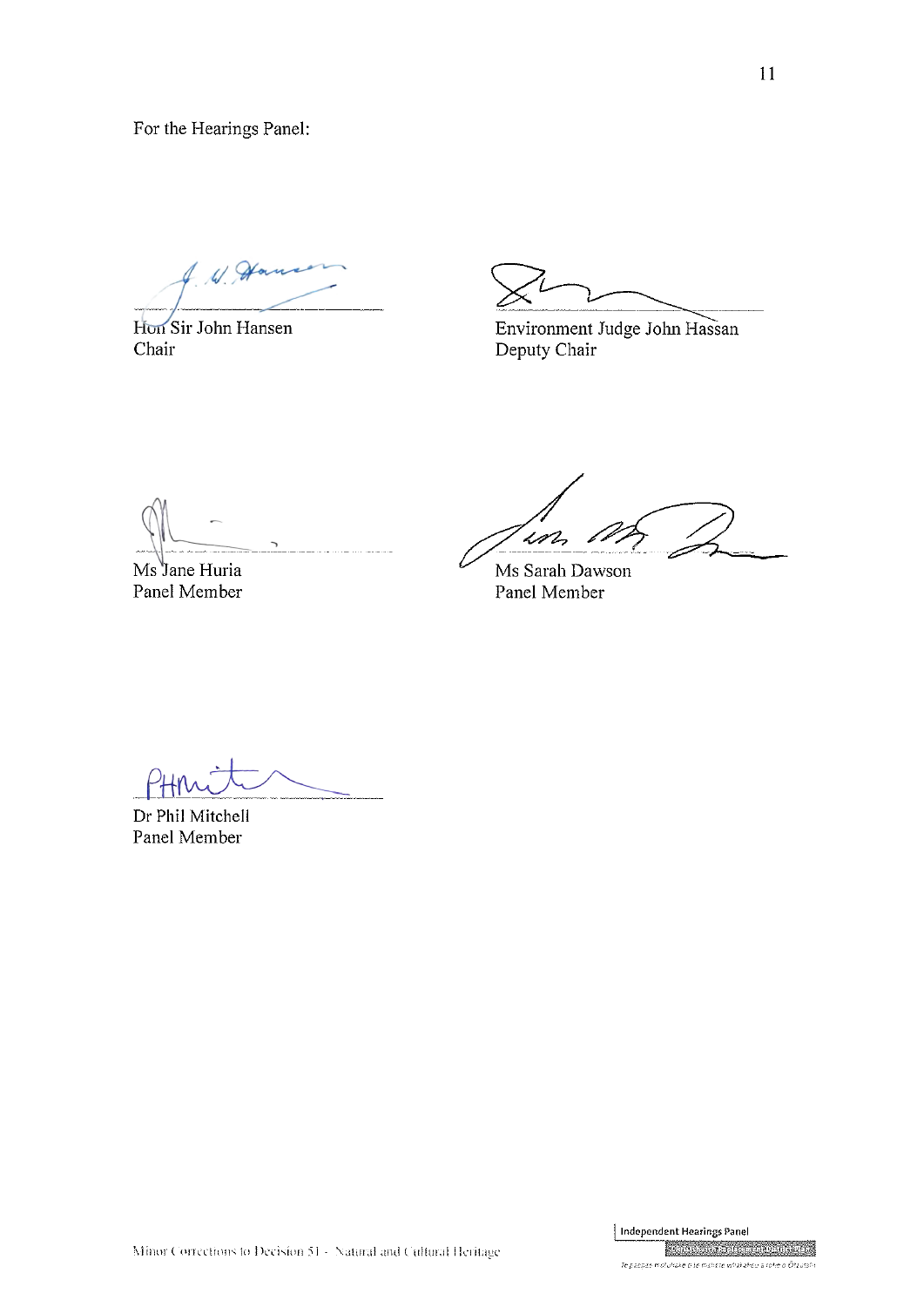For the Hearings Panel:

Hon Sir John Hansen
Chair

Environment Judge John Hassan
Deputy Chair

Ms Jane Huria
Panel Member

Ms Sarah Dawson
Panel Member

Dr Phil Mitchell
Panel Member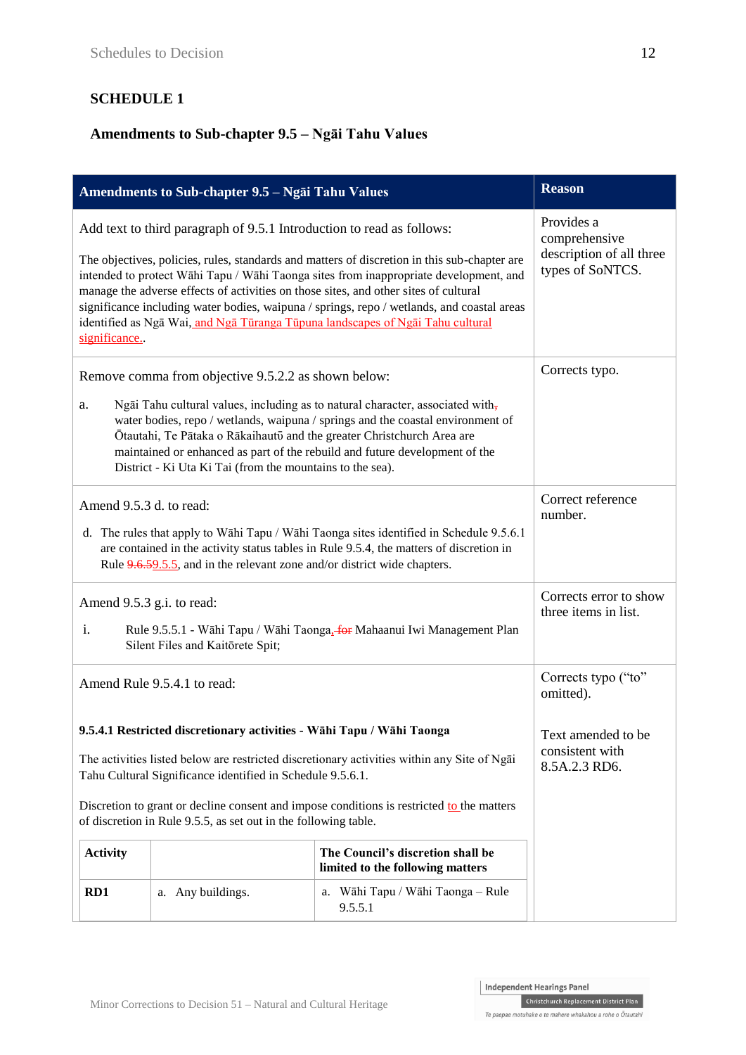## SCHEDULE 1

### Amendments to Sub-chapter 9.5 – Ngāi Tahu Values

| Amendments to Sub-chapter 9.5 – Ngāi Tahu Values | Reason |
|---|---|
| Add text to third paragraph of 9.5.1 Introduction to read as follows:<br><br>The objectives, policies, rules, standards and matters of discretion in this sub-chapter are intended to protect Wāhi Tapu / Wāhi Taonga sites from inappropriate development, and manage the adverse effects of activities on those sites, and other sites of cultural significance including water bodies, waipuna / springs, repo / wetlands, and coastal areas identified as Ngā Wai, and Ngā Tūranga Tūpuna landscapes of Ngāi Tahu cultural significance.. | Provides a comprehensive description of all three types of SoNTCS. |
| Remove comma from objective 9.5.2.2 as shown below:<br><br>a. Ngāi Tahu cultural values, including as to natural character, associated with, water bodies, repo / wetlands, waipuna / springs and the coastal environment of Ōtautahi, Te Pātaka o Rākaihautū and the greater Christchurch Area are maintained or enhanced as part of the rebuild and future development of the District - Ki Uta Ki Tai (from the mountains to the sea). | Corrects typo. |
| Amend 9.5.3 d. to read:<br><br>d. The rules that apply to Wāhi Tapu / Wāhi Taonga sites identified in Schedule 9.5.6.1 are contained in the activity status tables in Rule 9.5.4, the matters of discretion in Rule ~~9.6.5~~9.5.5, and in the relevant zone and/or district wide chapters. | Correct reference number. |
| Amend 9.5.3 g.i. to read:<br><br>i. Rule 9.5.5.1 - Wāhi Tapu / Wāhi Taonga, ~~for~~ Mahaanui Iwi Management Plan Silent Files and Kaitōrete Spit; | Corrects error to show three items in list. |
| Amend Rule 9.5.4.1 to read:<br><br>**9.5.4.1 Restricted discretionary activities - Wāhi Tapu / Wāhi Taonga**<br><br>The activities listed below are restricted discretionary activities within any Site of Ngāi Tahu Cultural Significance identified in Schedule 9.5.6.1.<br><br>Discretion to grant or decline consent and impose conditions is restricted to the matters of discretion in Rule 9.5.5, as set out in the following table.<br><br>**Activity** \| (blank) \| **The Council's discretion shall be limited to the following matters**<br>**RD1** \| a. Any buildings. \| a. Wāhi Tapu / Wāhi Taonga – Rule 9.5.5.1 | Corrects typo ("to" omitted).<br><br>Text amended to be consistent with 8.5A.2.3 RD6. |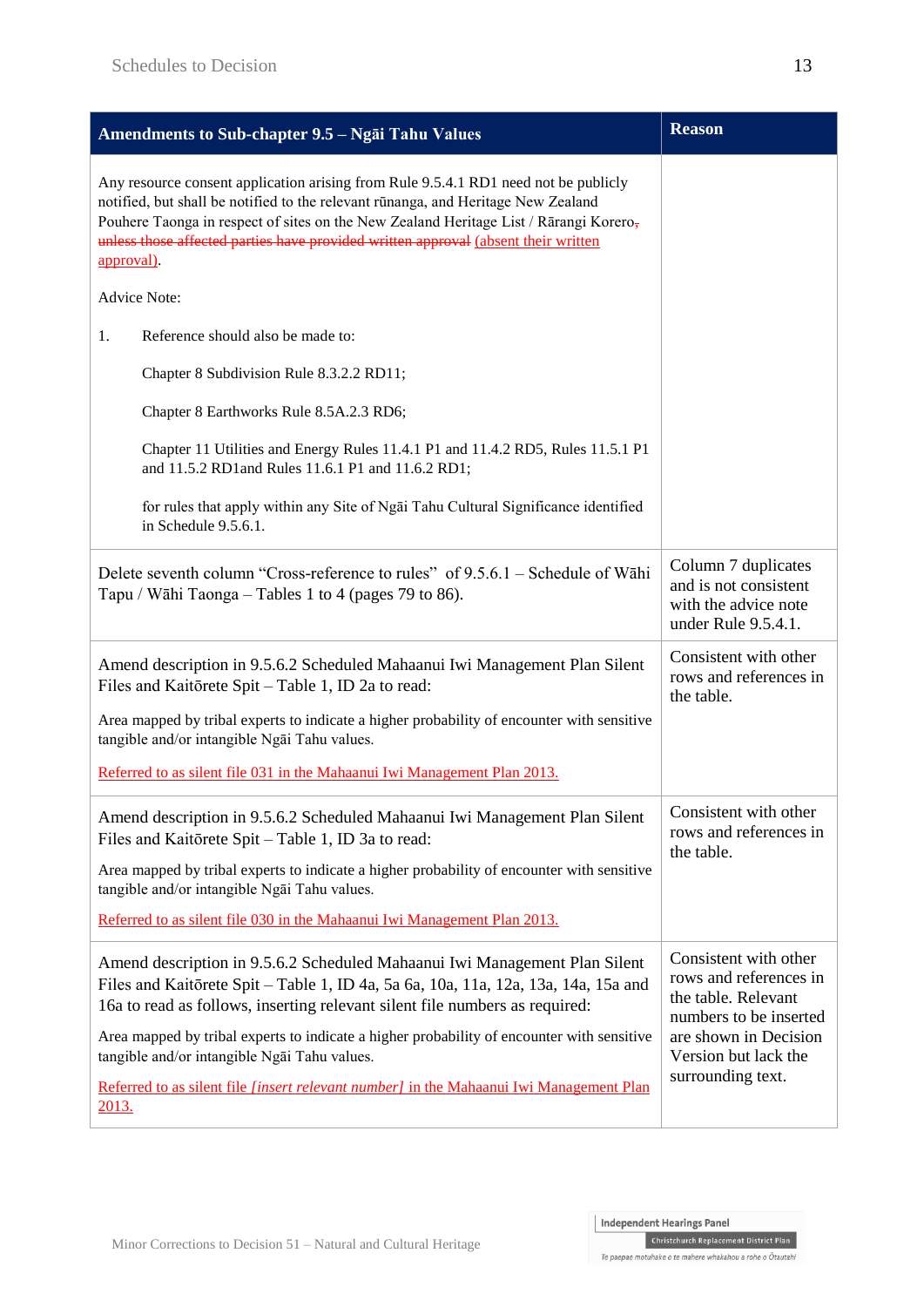| Amendments to Sub-chapter 9.5 – Ngāi Tahu Values | Reason |
|---|---|
| Any resource consent application arising from Rule 9.5.4.1 RD1 need not be publicly notified, but shall be notified to the relevant rūnanga, and Heritage New Zealand Pouhere Taonga in respect of sites on the New Zealand Heritage List / Rārangi Korero~~,~~ ~~unless those affected parties have provided written approval~~ (absent their written approval).<br><br>Advice Note:<br><br>1. Reference should also be made to:<br><br>Chapter 8 Subdivision Rule 8.3.2.2 RD11;<br><br>Chapter 8 Earthworks Rule 8.5A.2.3 RD6;<br><br>Chapter 11 Utilities and Energy Rules 11.4.1 P1 and 11.4.2 RD5, Rules 11.5.1 P1 and 11.5.2 RD1and Rules 11.6.1 P1 and 11.6.2 RD1;<br><br>for rules that apply within any Site of Ngāi Tahu Cultural Significance identified in Schedule 9.5.6.1. | |
| Delete seventh column "Cross-reference to rules" of 9.5.6.1 – Schedule of Wāhi Tapu / Wāhi Taonga – Tables 1 to 4 (pages 79 to 86). | Column 7 duplicates and is not consistent with the advice note under Rule 9.5.4.1. |
| Amend description in 9.5.6.2 Scheduled Mahaanui Iwi Management Plan Silent Files and Kaitōrete Spit – Table 1, ID 2a to read:<br><br>Area mapped by tribal experts to indicate a higher probability of encounter with sensitive tangible and/or intangible Ngāi Tahu values.<br><br>Referred to as silent file 031 in the Mahaanui Iwi Management Plan 2013. | Consistent with other rows and references in the table. |
| Amend description in 9.5.6.2 Scheduled Mahaanui Iwi Management Plan Silent Files and Kaitōrete Spit – Table 1, ID 3a to read:<br><br>Area mapped by tribal experts to indicate a higher probability of encounter with sensitive tangible and/or intangible Ngāi Tahu values.<br><br>Referred to as silent file 030 in the Mahaanui Iwi Management Plan 2013. | Consistent with other rows and references in the table. |
| Amend description in 9.5.6.2 Scheduled Mahaanui Iwi Management Plan Silent Files and Kaitōrete Spit – Table 1, ID 4a, 5a 6a, 10a, 11a, 12a, 13a, 14a, 15a and 16a to read as follows, inserting relevant silent file numbers as required:<br><br>Area mapped by tribal experts to indicate a higher probability of encounter with sensitive tangible and/or intangible Ngāi Tahu values.<br><br>Referred to as silent file *[insert relevant number]* in the Mahaanui Iwi Management Plan 2013. | Consistent with other rows and references in the table. Relevant numbers to be inserted are shown in Decision Version but lack the surrounding text. |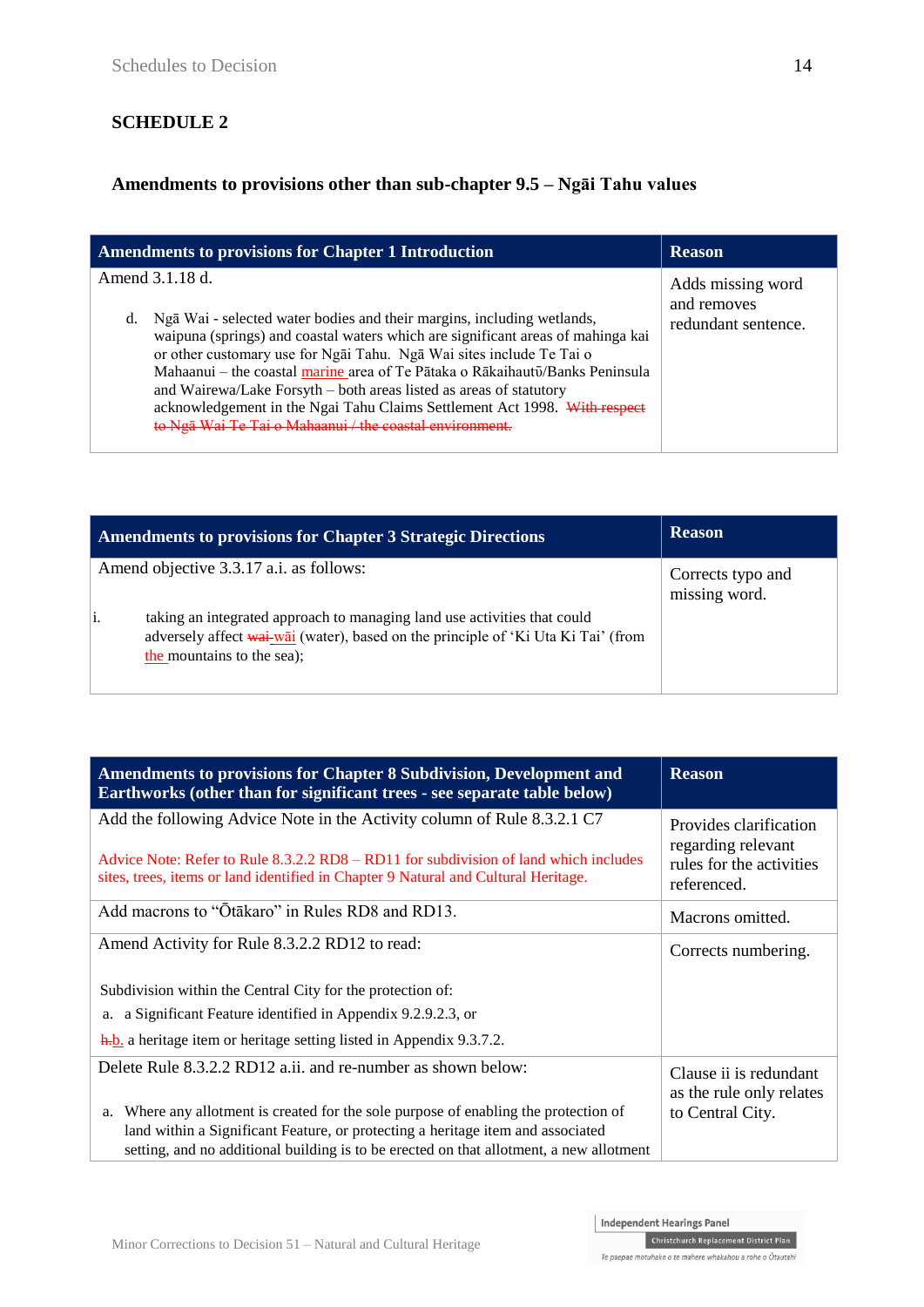## SCHEDULE 2

### Amendments to provisions other than sub-chapter 9.5 – Ngāi Tahu values

| Amendments to provisions for Chapter 1 Introduction | Reason |
|---|---|
| Amend 3.1.18 d.<br><br>d. Ngā Wai - selected water bodies and their margins, including wetlands, waipuna (springs) and coastal waters which are significant areas of mahinga kai or other customary use for Ngāi Tahu. Ngā Wai sites include Te Tai o Mahaanui – the coastal marine area of Te Pātaka o Rākaihautū/Banks Peninsula and Wairewa/Lake Forsyth – both areas listed as areas of statutory acknowledgement in the Ngai Tahu Claims Settlement Act 1998. ~~With respect to Ngā Wai Te Tai o Mahaanui / the coastal environment.~~ | Adds missing word and removes redundant sentence. |

| Amendments to provisions for Chapter 3 Strategic Directions | Reason |
|---|---|
| Amend objective 3.3.17 a.i. as follows:<br><br>i. taking an integrated approach to managing land use activities that could adversely affect ~~wai~~ wāi (water), based on the principle of 'Ki Uta Ki Tai' (from the mountains to the sea); | Corrects typo and missing word. |

| Amendments to provisions for Chapter 8 Subdivision, Development and Earthworks (other than for significant trees - see separate table below) | Reason |
|---|---|
| Add the following Advice Note in the Activity column of Rule 8.3.2.1 C7<br><br>Advice Note: Refer to Rule 8.3.2.2 RD8 – RD11 for subdivision of land which includes sites, trees, items or land identified in Chapter 9 Natural and Cultural Heritage. | Provides clarification regarding relevant rules for the activities referenced. |
| Add macrons to "Ōtākaro" in Rules RD8 and RD13. | Macrons omitted. |
| Amend Activity for Rule 8.3.2.2 RD12 to read:<br><br>Subdivision within the Central City for the protection of:<br>a. a Significant Feature identified in Appendix 9.2.9.2.3, or<br>~~h.~~ b. a heritage item or heritage setting listed in Appendix 9.3.7.2. | Corrects numbering. |
| Delete Rule 8.3.2.2 RD12 a.ii. and re-number as shown below:<br><br>a. Where any allotment is created for the sole purpose of enabling the protection of land within a Significant Feature, or protecting a heritage item and associated setting, and no additional building is to be erected on that allotment, a new allotment | Clause ii is redundant as the rule only relates to Central City. |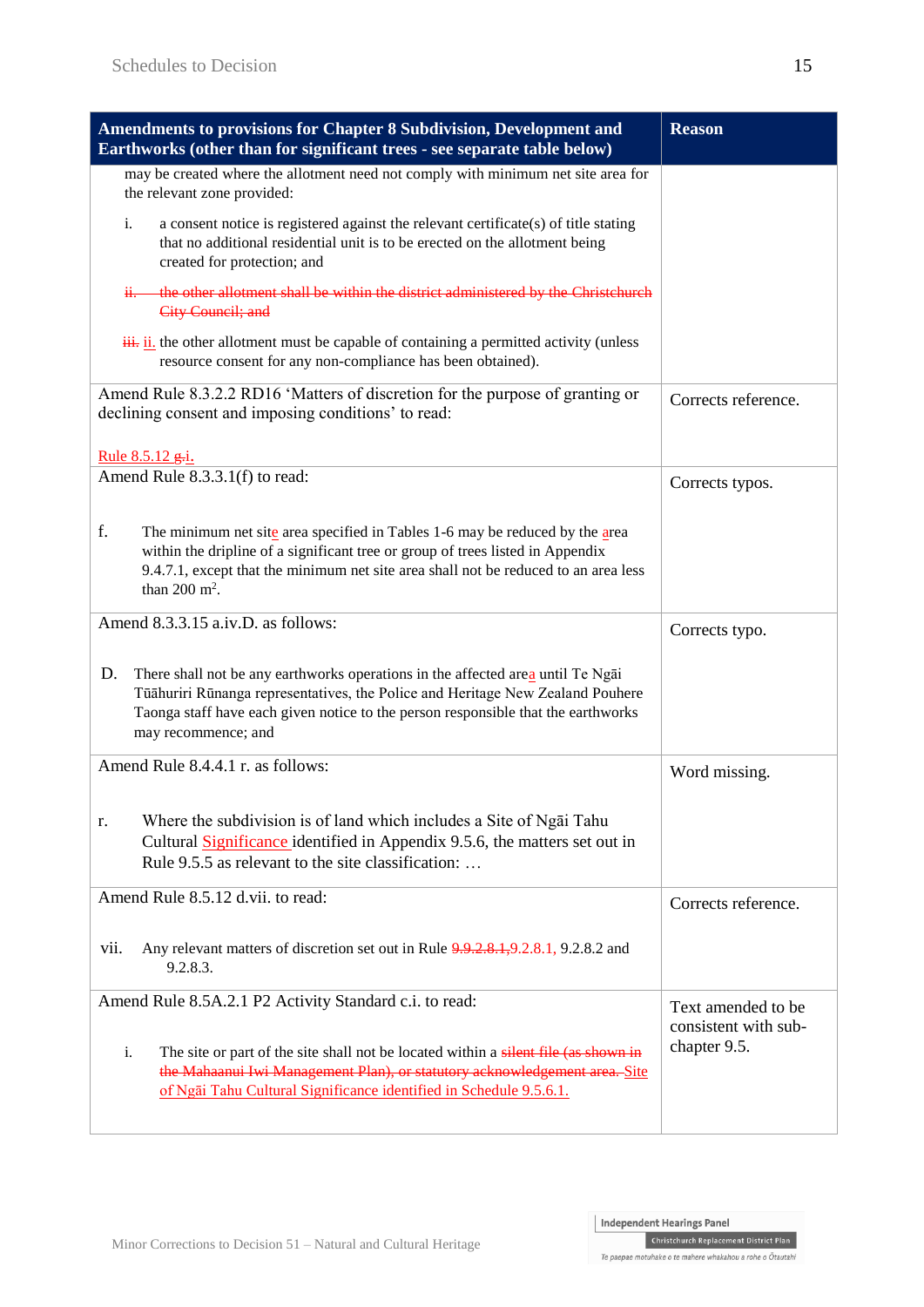| Amendments to provisions for Chapter 8 Subdivision, Development and Earthworks (other than for significant trees - see separate table below) | Reason |
|---|---|
| may be created where the allotment need not comply with minimum net site area for the relevant zone provided:<br><br>i. a consent notice is registered against the relevant certificate(s) of title stating that no additional residential unit is to be erected on the allotment being created for protection; and<br><br>~~ii. the other allotment shall be within the district administered by the Christchurch City Council; and~~<br><br>~~iii.~~ ii. the other allotment must be capable of containing a permitted activity (unless resource consent for any non-compliance has been obtained). | |
| Amend Rule 8.3.2.2 RD16 'Matters of discretion for the purpose of granting or declining consent and imposing conditions' to read:<br><br>Rule 8.5.12 ~~g.~~i. | Corrects reference. |
| Amend Rule 8.3.3.1(f) to read:<br><br>f. The minimum net site area specified in Tables 1-6 may be reduced by the area within the dripline of a significant tree or group of trees listed in Appendix 9.4.7.1, except that the minimum net site area shall not be reduced to an area less than 200 m². | Corrects typos. |
| Amend 8.3.3.15 a.iv.D. as follows:<br><br>D. There shall not be any earthworks operations in the affected area until Te Ngāi Tūāhuriri Rūnanga representatives, the Police and Heritage New Zealand Pouhere Taonga staff have each given notice to the person responsible that the earthworks may recommence; and | Corrects typo. |
| Amend Rule 8.4.4.1 r. as follows:<br><br>r. Where the subdivision is of land which includes a Site of Ngāi Tahu Cultural Significance identified in Appendix 9.5.6, the matters set out in Rule 9.5.5 as relevant to the site classification: … | Word missing. |
| Amend Rule 8.5.12 d.vii. to read:<br><br>vii. Any relevant matters of discretion set out in Rule ~~9.9.2.8.1,~~9.2.8.1, 9.2.8.2 and 9.2.8.3. | Corrects reference. |
| Amend Rule 8.5A.2.1 P2 Activity Standard c.i. to read:<br><br>i. The site or part of the site shall not be located within a ~~silent file (as shown in the Mahaanui Iwi Management Plan), or statutory acknowledgement area.~~ Site of Ngāi Tahu Cultural Significance identified in Schedule 9.5.6.1. | Text amended to be consistent with sub-chapter 9.5. |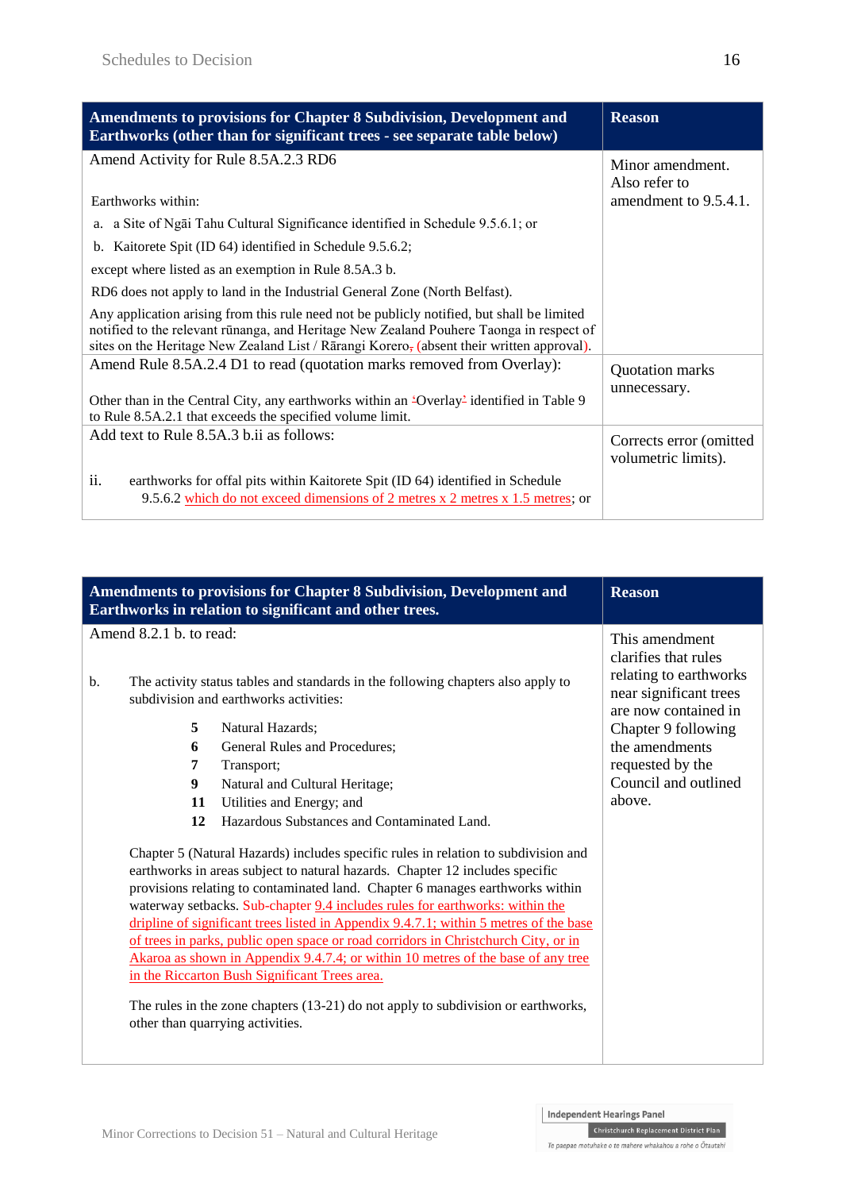| Amendments to provisions for Chapter 8 Subdivision, Development and Earthworks (other than for significant trees - see separate table below) | Reason |
|---|---|
| Amend Activity for Rule 8.5A.2.3 RD6<br><br>Earthworks within:<br>a. a Site of Ngāi Tahu Cultural Significance identified in Schedule 9.5.6.1; or<br>b. Kaitorete Spit (ID 64) identified in Schedule 9.5.6.2;<br>except where listed as an exemption in Rule 8.5A.3 b.<br>RD6 does not apply to land in the Industrial General Zone (North Belfast).<br>Any application arising from this rule need not be publicly notified, but shall be limited notified to the relevant rūnanga, and Heritage New Zealand Pouhere Taonga in respect of sites on the Heritage New Zealand List / Rārangi Korero~~,~~ (absent their written approval). | Minor amendment. Also refer to amendment to 9.5.4.1. |
| Amend Rule 8.5A.2.4 D1 to read (quotation marks removed from Overlay):<br><br>Other than in the Central City, any earthworks within an ~~'~~Overlay~~'~~ identified in Table 9 to Rule 8.5A.2.1 that exceeds the specified volume limit. | Quotation marks unnecessary. |
| Add text to Rule 8.5A.3 b.ii as follows:<br><br>ii. earthworks for offal pits within Kaitorete Spit (ID 64) identified in Schedule 9.5.6.2 <u>which do not exceed dimensions of 2 metres x 2 metres x 1.5 metres</u>; or | Corrects error (omitted volumetric limits). |

| Amendments to provisions for Chapter 8 Subdivision, Development and Earthworks in relation to significant and other trees. | Reason |
|---|---|
| Amend 8.2.1 b. to read:<br><br>b. The activity status tables and standards in the following chapters also apply to subdivision and earthworks activities:<br>**5** Natural Hazards;<br>**6** General Rules and Procedures;<br>**7** Transport;<br>**9** Natural and Cultural Heritage;<br>**11** Utilities and Energy; and<br>**12** Hazardous Substances and Contaminated Land.<br><br>Chapter 5 (Natural Hazards) includes specific rules in relation to subdivision and earthworks in areas subject to natural hazards. Chapter 12 includes specific provisions relating to contaminated land. Chapter 6 manages earthworks within waterway setbacks. Sub-chapter <u>9.4 includes rules for earthworks: within the dripline of significant trees listed in Appendix 9.4.7.1; within 5 metres of the base of trees in parks, public open space or road corridors in Christchurch City, or in Akaroa as shown in Appendix 9.4.7.4; or within 10 metres of the base of any tree in the Riccarton Bush Significant Trees area.</u><br><br>The rules in the zone chapters (13-21) do not apply to subdivision or earthworks, other than quarrying activities. | This amendment clarifies that rules relating to earthworks near significant trees are now contained in Chapter 9 following the amendments requested by the Council and outlined above. |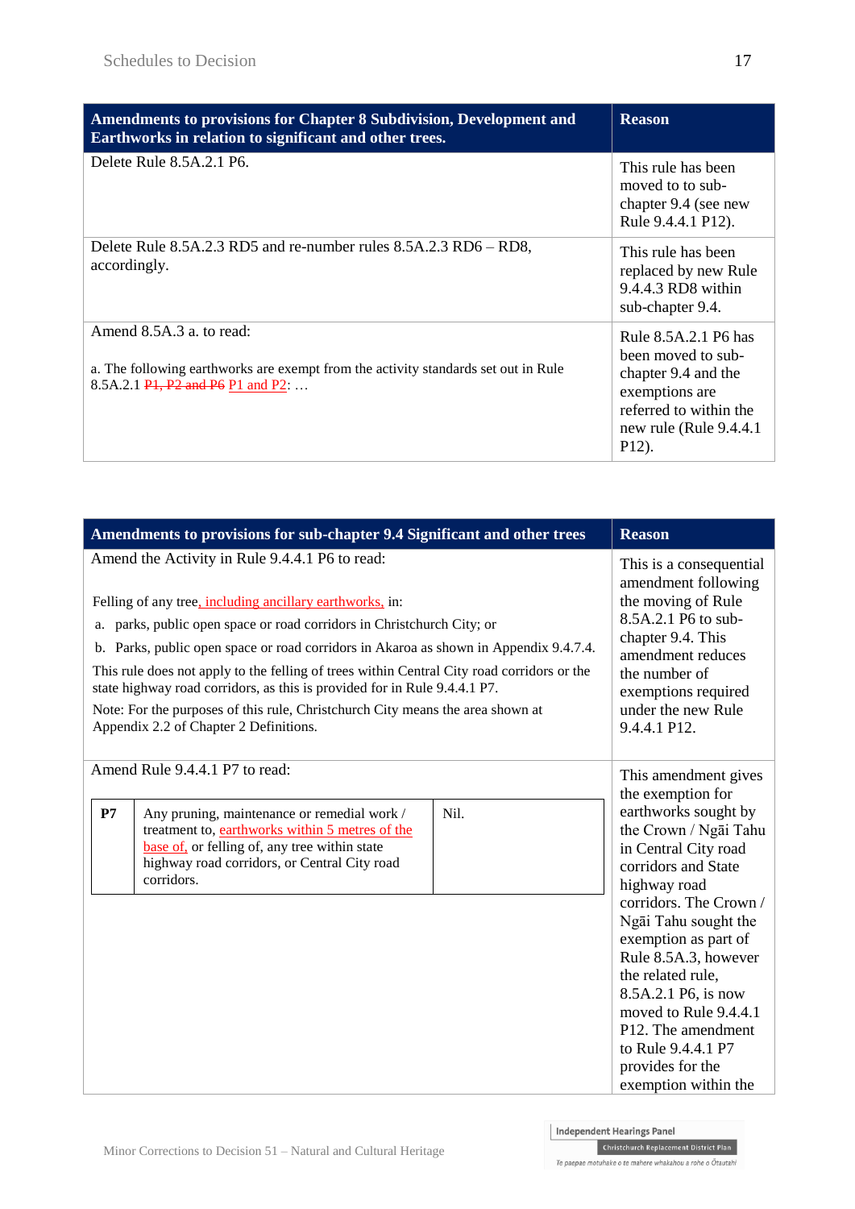| Amendments to provisions for Chapter 8 Subdivision, Development and Earthworks in relation to significant and other trees. | Reason |
|---|---|
| Delete Rule 8.5A.2.1 P6. | This rule has been moved to to sub-chapter 9.4 (see new Rule 9.4.4.1 P12). |
| Delete Rule 8.5A.2.3 RD5 and re-number rules 8.5A.2.3 RD6 – RD8, accordingly. | This rule has been replaced by new Rule 9.4.4.3 RD8 within sub-chapter 9.4. |
| Amend 8.5A.3 a. to read:<br><br>a. The following earthworks are exempt from the activity standards set out in Rule 8.5A.2.1 ~~P1, P2 and P6~~ P1 and P2: … | Rule 8.5A.2.1 P6 has been moved to sub-chapter 9.4 and the exemptions are referred to within the new rule (Rule 9.4.4.1 P12). |

| Amendments to provisions for sub-chapter 9.4 Significant and other trees | Reason |
|---|---|
| Amend the Activity in Rule 9.4.4.1 P6 to read:<br><br>Felling of any tree, including ancillary earthworks, in:<br>a. parks, public open space or road corridors in Christchurch City; or<br>b. Parks, public open space or road corridors in Akaroa as shown in Appendix 9.4.7.4.<br><br>This rule does not apply to the felling of trees within Central City road corridors or the state highway road corridors, as this is provided for in Rule 9.4.4.1 P7.<br><br>Note: For the purposes of this rule, Christchurch City means the area shown at Appendix 2.2 of Chapter 2 Definitions. | This is a consequential amendment following the moving of Rule 8.5A.2.1 P6 to sub-chapter 9.4. This amendment reduces the number of exemptions required under the new Rule 9.4.4.1 P12. |
| Amend Rule 9.4.4.1 P7 to read:<br><br>**P7** — Any pruning, maintenance or remedial work / treatment to, earthworks within 5 metres of the base of, or felling of, any tree within state highway road corridors, or Central City road corridors. — Nil. | This amendment gives the exemption for earthworks sought by the Crown / Ngāi Tahu in Central City road corridors and State highway road corridors. The Crown / Ngāi Tahu sought the exemption as part of Rule 8.5A.3, however the related rule, 8.5A.2.1 P6, is now moved to Rule 9.4.4.1 P12. The amendment to Rule 9.4.4.1 P7 provides for the exemption within the |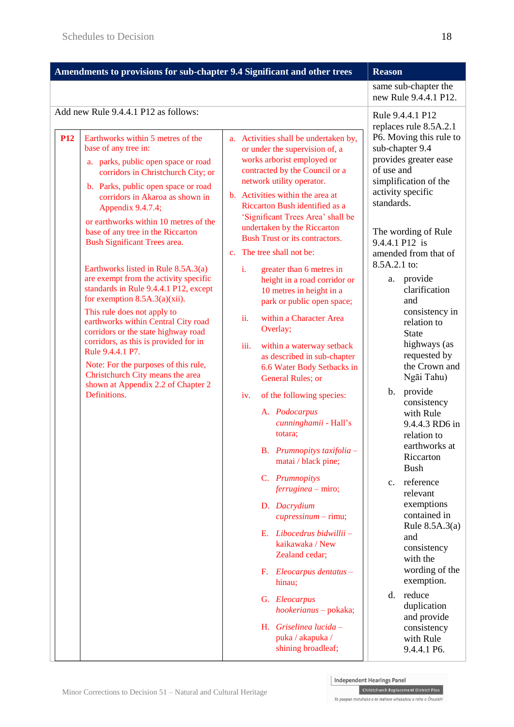| Amendments to provisions for sub-chapter 9.4 Significant and other trees | Reason |
|---|---|
| | same sub-chapter the new Rule 9.4.4.1 P12. |
| Add new Rule 9.4.4.1 P12 as follows:<br><br>**P12** — Earthworks within 5 metres of the base of any tree in:<br>a. parks, public open space or road corridors in Christchurch City; or<br>b. Parks, public open space or road corridors in Akaroa as shown in Appendix 9.4.7.4;<br>or earthworks within 10 metres of the base of any tree in the Riccarton Bush Significant Trees area.<br><br>Earthworks listed in Rule 8.5A.3(a) are exempt from the activity specific standards in Rule 9.4.4.1 P12, except for exemption 8.5A.3(a)(xii).<br>This rule does not apply to earthworks within Central City road corridors or the state highway road corridors, as this is provided for in Rule 9.4.4.1 P7.<br>Note: For the purposes of this rule, Christchurch City means the area shown at Appendix 2.2 of Chapter 2 Definitions.<br><br>a. Activities shall be undertaken by, or under the supervision of, a works arborist employed or contracted by the Council or a network utility operator.<br>b. Activities within the area at Riccarton Bush identified as a 'Significant Trees Area' shall be undertaken by the Riccarton Bush Trust or its contractors.<br>c. The tree shall not be:<br>i. greater than 6 metres in height in a road corridor or 10 metres in height in a park or public open space;<br>ii. within a Character Area Overlay;<br>iii. within a waterway setback as described in sub-chapter 6.6 Water Body Setbacks in General Rules; or<br>iv. of the following species:<br>A. *Podocarpus cunninghamii* - Hall's totara;<br>B. *Prumnopitys taxifolia* – matai / black pine;<br>C. *Prumnopitys ferruginea* – miro;<br>D. *Dacrydium cupressinum* – rimu;<br>E. *Libocedrus bidwillii* – kaikawaka / New Zealand cedar;<br>F. *Eleocarpus dentatus* – hinau;<br>G. *Eleocarpus hookerianus* – pokaka;<br>H. *Griselinea lucida* – puka / akapuka / shining broadleaf; | Rule 9.4.4.1 P12 replaces rule 8.5A.2.1 P6. Moving this rule to sub-chapter 9.4 provides greater ease of use and simplification of the activity specific standards.<br><br>The wording of Rule 9.4.4.1 P12 is amended from that of 8.5A.2.1 to:<br>a. provide clarification and consistency in relation to State highways (as requested by the Crown and Ngāi Tahu)<br>b. provide consistency with Rule 9.4.4.3 RD6 in relation to earthworks at Riccarton Bush<br>c. reference relevant exemptions contained in Rule 8.5A.3(a) and consistency with the wording of the exemption.<br>d. reduce duplication and provide consistency with Rule 9.4.4.1 P6. |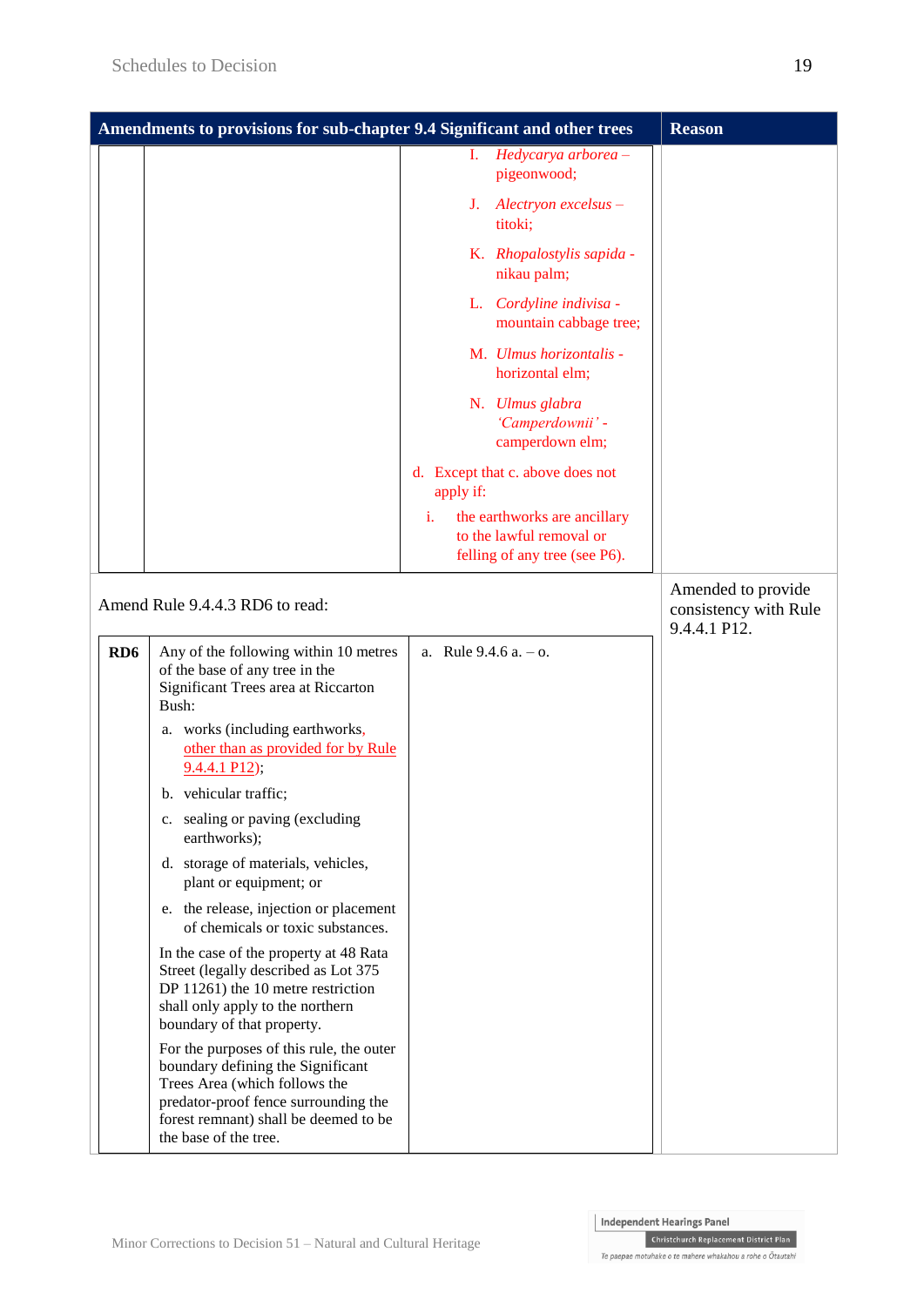| Amendments to provisions for sub-chapter 9.4 Significant and other trees | Reason |
|---|---|
| I. *Hedycarya arborea* – pigeonwood;<br>J. *Alectryon excelsus* – titoki;<br>K. *Rhopalostylis sapida* - nikau palm;<br>L. *Cordyline indivisa* - mountain cabbage tree;<br>M. *Ulmus horizontalis* - horizontal elm;<br>N. *Ulmus glabra 'Camperdownii'* - camperdown elm;<br>d. Except that c. above does not apply if:<br>i. the earthworks are ancillary to the lawful removal or felling of any tree (see P6). | |
| Amend Rule 9.4.4.3 RD6 to read: | Amended to provide consistency with Rule 9.4.4.1 P12. |

| | | |
|---|---|---|
| **RD6** | Any of the following within 10 metres of the base of any tree in the Significant Trees area at Riccarton Bush:<br>a. works (including earthworks, other than as provided for by Rule 9.4.4.1 P12);<br>b. vehicular traffic;<br>c. sealing or paving (excluding earthworks);<br>d. storage of materials, vehicles, plant or equipment; or<br>e. the release, injection or placement of chemicals or toxic substances.<br>In the case of the property at 48 Rata Street (legally described as Lot 375 DP 11261) the 10 metre restriction shall only apply to the northern boundary of that property.<br>For the purposes of this rule, the outer boundary defining the Significant Trees Area (which follows the predator-proof fence surrounding the forest remnant) shall be deemed to be the base of the tree. | a. Rule 9.4.6 a. – o. |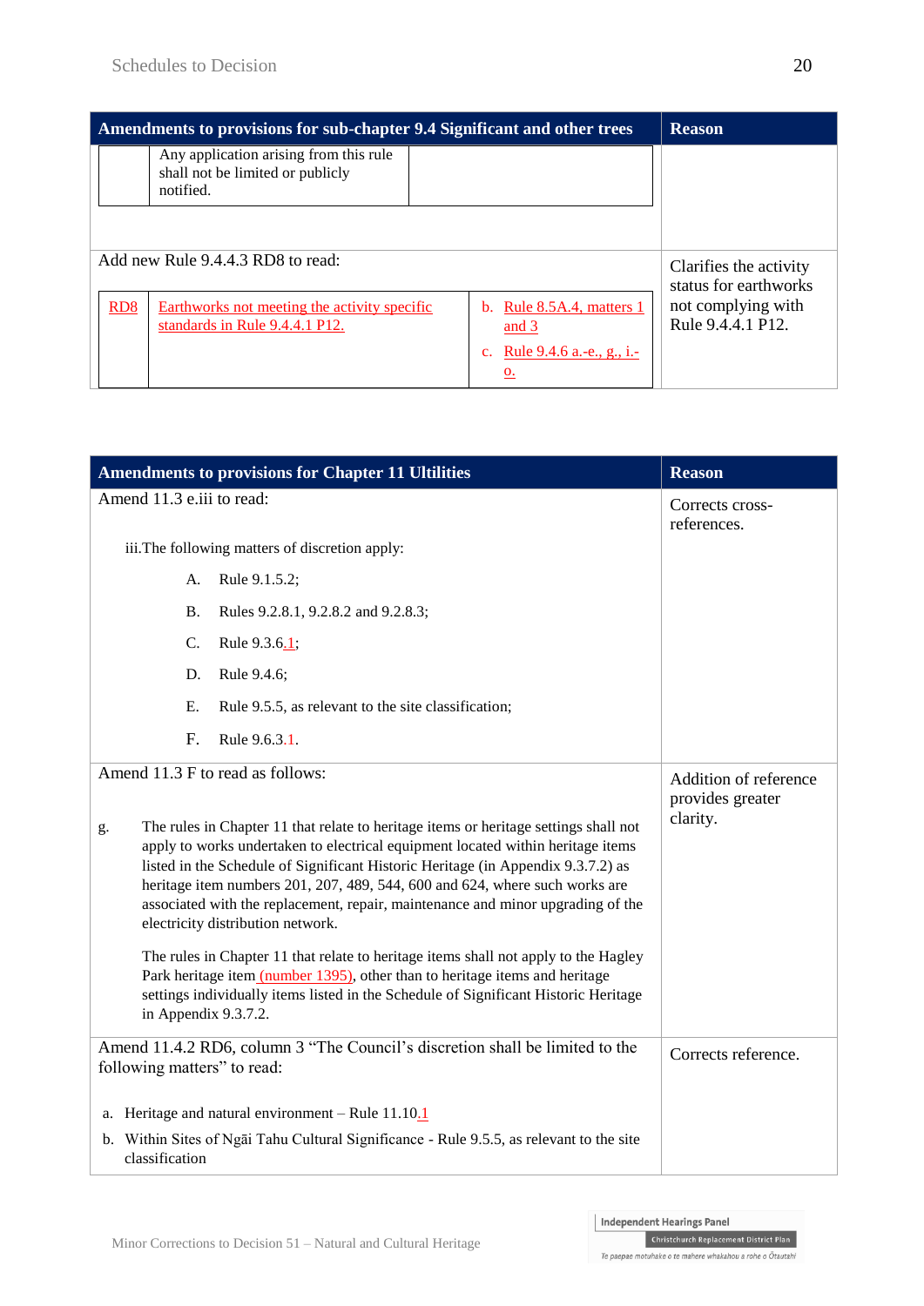| Amendments to provisions for sub-chapter 9.4 Significant and other trees | Reason |
|---|---|
| Any application arising from this rule shall not be limited or publicly notified. | |
| Add new Rule 9.4.4.3 RD8 to read:<br><br>RD8 — Earthworks not meeting the activity specific standards in Rule 9.4.4.1 P12. — b. Rule 8.5A.4, matters 1 and 3; c. Rule 9.4.6 a.-e., g., i.-o. | Clarifies the activity status for earthworks not complying with Rule 9.4.4.1 P12. |

| Amendments to provisions for Chapter 11 Ultilities | Reason |
|---|---|
| Amend 11.3 e.iii to read:<br><br>iii. The following matters of discretion apply:<br>A. Rule 9.1.5.2;<br>B. Rules 9.2.8.1, 9.2.8.2 and 9.2.8.3;<br>C. Rule 9.3.6.1;<br>D. Rule 9.4.6;<br>E. Rule 9.5.5, as relevant to the site classification;<br>F. Rule 9.6.3.1. | Corrects cross-references. |
| Amend 11.3 F to read as follows:<br><br>g. The rules in Chapter 11 that relate to heritage items or heritage settings shall not apply to works undertaken to electrical equipment located within heritage items listed in the Schedule of Significant Historic Heritage (in Appendix 9.3.7.2) as heritage item numbers 201, 207, 489, 544, 600 and 624, where such works are associated with the replacement, repair, maintenance and minor upgrading of the electricity distribution network.<br><br>The rules in Chapter 11 that relate to heritage items shall not apply to the Hagley Park heritage item (number 1395), other than to heritage items and heritage settings individually items listed in the Schedule of Significant Historic Heritage in Appendix 9.3.7.2. | Addition of reference provides greater clarity. |
| Amend 11.4.2 RD6, column 3 "The Council's discretion shall be limited to the following matters" to read:<br><br>a. Heritage and natural environment – Rule 11.10.1<br>b. Within Sites of Ngāi Tahu Cultural Significance - Rule 9.5.5, as relevant to the site classification | Corrects reference. |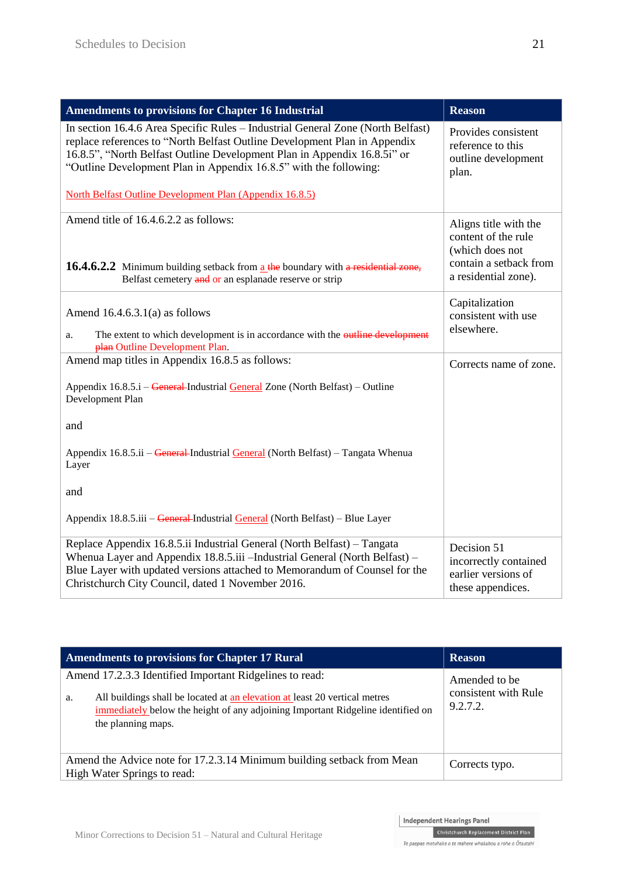| Amendments to provisions for Chapter 16 Industrial | Reason |
|---|---|
| In section 16.4.6 Area Specific Rules – Industrial General Zone (North Belfast) replace references to "North Belfast Outline Development Plan in Appendix 16.8.5", "North Belfast Outline Development Plan in Appendix 16.8.5i" or "Outline Development Plan in Appendix 16.8.5" with the following:<br><br>North Belfast Outline Development Plan (Appendix 16.8.5) | Provides consistent reference to this outline development plan. |
| Amend title of 16.4.6.2.2 as follows:<br><br>**16.4.6.2.2** Minimum building setback from a ~~the~~ boundary with ~~a residential zone,~~ Belfast cemetery ~~and~~ or an esplanade reserve or strip | Aligns title with the content of the rule (which does not contain a setback from a residential zone). |
| Amend 16.4.6.3.1(a) as follows<br><br>a. The extent to which development is in accordance with the ~~outline development plan~~ Outline Development Plan. | Capitalization consistent with use elsewhere. |
| Amend map titles in Appendix 16.8.5 as follows:<br><br>Appendix 16.8.5.i – ~~General~~ Industrial General Zone (North Belfast) – Outline Development Plan<br><br>and<br><br>Appendix 16.8.5.ii – ~~General~~ Industrial General (North Belfast) – Tangata Whenua Layer<br><br>and<br><br>Appendix 18.8.5.iii – ~~General~~ Industrial General (North Belfast) – Blue Layer | Corrects name of zone. |
| Replace Appendix 16.8.5.ii Industrial General (North Belfast) – Tangata Whenua Layer and Appendix 18.8.5.iii –Industrial General (North Belfast) – Blue Layer with updated versions attached to Memorandum of Counsel for the Christchurch City Council, dated 1 November 2016. | Decision 51 incorrectly contained earlier versions of these appendices. |

| Amendments to provisions for Chapter 17 Rural | Reason |
|---|---|
| Amend 17.2.3.3 Identified Important Ridgelines to read:<br><br>a. All buildings shall be located at an elevation at least 20 vertical metres immediately below the height of any adjoining Important Ridgeline identified on the planning maps. | Amended to be consistent with Rule 9.2.7.2. |
| Amend the Advice note for 17.2.3.14 Minimum building setback from Mean High Water Springs to read: | Corrects typo. |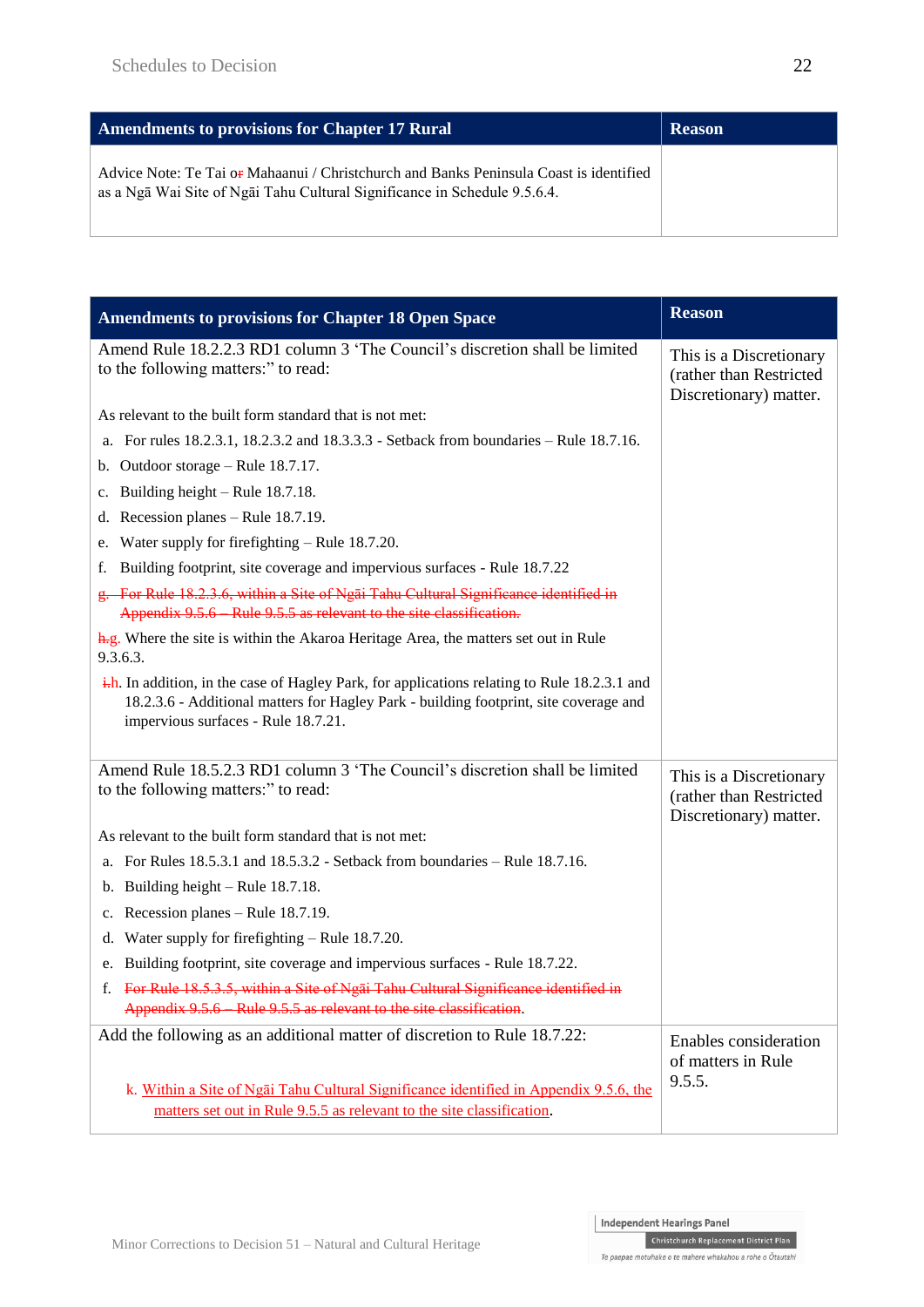| Amendments to provisions for Chapter 17 Rural | Reason |
| --- | --- |
| Advice Note: Te Tai o~~r~~ Mahaanui / Christchurch and Banks Peninsula Coast is identified as a Ngā Wai Site of Ngāi Tahu Cultural Significance in Schedule 9.5.6.4. | |

| Amendments to provisions for Chapter 18 Open Space | Reason |
| --- | --- |
| Amend Rule 18.2.2.3 RD1 column 3 'The Council's discretion shall be limited to the following matters:" to read:<br><br>As relevant to the built form standard that is not met:<br>a. For rules 18.2.3.1, 18.2.3.2 and 18.3.3.3 - Setback from boundaries – Rule 18.7.16.<br>b. Outdoor storage – Rule 18.7.17.<br>c. Building height – Rule 18.7.18.<br>d. Recession planes – Rule 18.7.19.<br>e. Water supply for firefighting – Rule 18.7.20.<br>f. Building footprint, site coverage and impervious surfaces - Rule 18.7.22<br>~~g. For Rule 18.2.3.6, within a Site of Ngāi Tahu Cultural Significance identified in Appendix 9.5.6 – Rule 9.5.5 as relevant to the site classification.~~<br>~~h.~~g. Where the site is within the Akaroa Heritage Area, the matters set out in Rule 9.3.6.3.<br>~~i.~~h. In addition, in the case of Hagley Park, for applications relating to Rule 18.2.3.1 and 18.2.3.6 - Additional matters for Hagley Park - building footprint, site coverage and impervious surfaces - Rule 18.7.21. | This is a Discretionary (rather than Restricted Discretionary) matter. |
| Amend Rule 18.5.2.3 RD1 column 3 'The Council's discretion shall be limited to the following matters:" to read:<br><br>As relevant to the built form standard that is not met:<br>a. For Rules 18.5.3.1 and 18.5.3.2 - Setback from boundaries – Rule 18.7.16.<br>b. Building height – Rule 18.7.18.<br>c. Recession planes – Rule 18.7.19.<br>d. Water supply for firefighting – Rule 18.7.20.<br>e. Building footprint, site coverage and impervious surfaces - Rule 18.7.22.<br>f. ~~For Rule 18.5.3.5, within a Site of Ngāi Tahu Cultural Significance identified in Appendix 9.5.6 – Rule 9.5.5 as relevant to the site classification~~. | This is a Discretionary (rather than Restricted Discretionary) matter. |
| Add the following as an additional matter of discretion to Rule 18.7.22:<br><br>k. <u>Within a Site of Ngāi Tahu Cultural Significance identified in Appendix 9.5.6, the matters set out in Rule 9.5.5 as relevant to the site classification</u>. | Enables consideration of matters in Rule 9.5.5. |